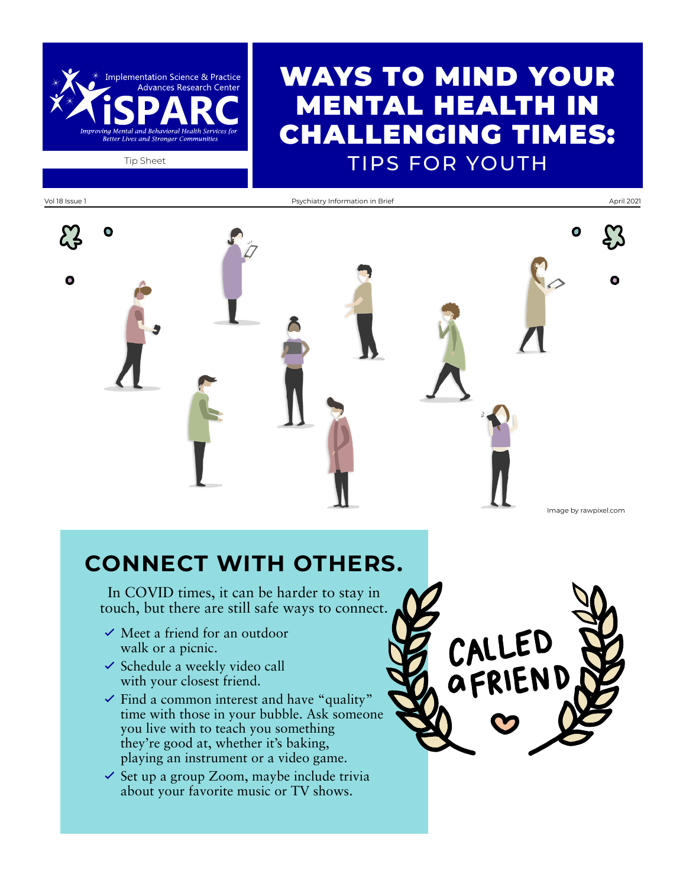Implementation Science & Practice Advances Research Center

iSPARC

*Improving Mental and Behavioral Health Services for Better Lives and Stronger Communities*

Tip Sheet

# WAYS TO MIND YOUR MENTAL HEALTH IN CHALLENGING TIMES: TIPS FOR YOUTH

Vol 18 Issue 1 | Psychiatry Information in Brief | April 2021

Image by rawpixel.com

## CONNECT WITH OTHERS.

In COVID times, it can be harder to stay in touch, but there are still safe ways to connect.

- ✓ Meet a friend for an outdoor walk or a picnic.
- ✓ Schedule a weekly video call with your closest friend.
- ✓ Find a common interest and have "quality" time with those in your bubble. Ask someone you live with to teach you something they're good at, whether it's baking, playing an instrument or a video game.
- ✓ Set up a group Zoom, maybe include trivia about your favorite music or TV shows.

CALLED A FRIEND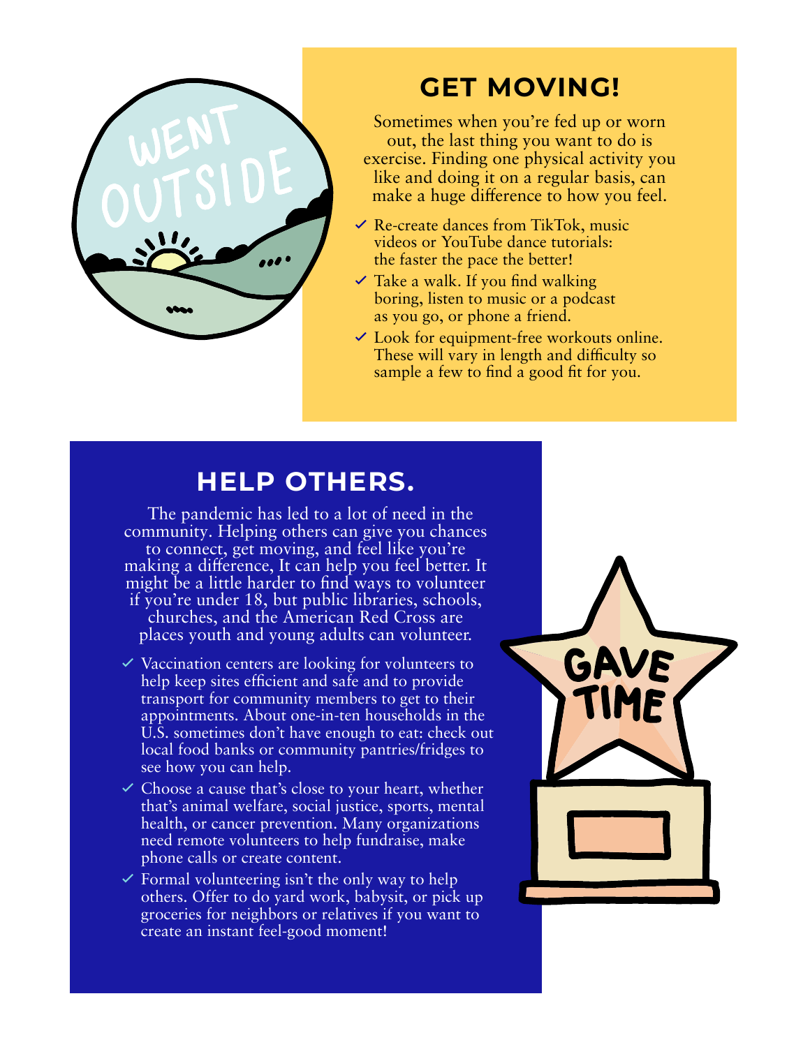## GET MOVING!

Sometimes when you're fed up or worn out, the last thing you want to do is exercise. Finding one physical activity you like and doing it on a regular basis, can make a huge difference to how you feel.

- ✓ Re-create dances from TikTok, music videos or YouTube dance tutorials: the faster the pace the better!
- ✓ Take a walk. If you find walking boring, listen to music or a podcast as you go, or phone a friend.
- ✓ Look for equipment-free workouts online. These will vary in length and difficulty so sample a few to find a good fit for you.

## HELP OTHERS.

The pandemic has led to a lot of need in the community. Helping others can give you chances to connect, get moving, and feel like you're making a difference, It can help you feel better. It might be a little harder to find ways to volunteer if you're under 18, but public libraries, schools, churches, and the American Red Cross are places youth and young adults can volunteer.

- ✓ Vaccination centers are looking for volunteers to help keep sites efficient and safe and to provide transport for community members to get to their appointments. About one-in-ten households in the U.S. sometimes don't have enough to eat: check out local food banks or community pantries/fridges to see how you can help.
- ✓ Choose a cause that's close to your heart, whether that's animal welfare, social justice, sports, mental health, or cancer prevention. Many organizations need remote volunteers to help fundraise, make phone calls or create content.
- ✓ Formal volunteering isn't the only way to help others. Offer to do yard work, babysit, or pick up groceries for neighbors or relatives if you want to create an instant feel-good moment!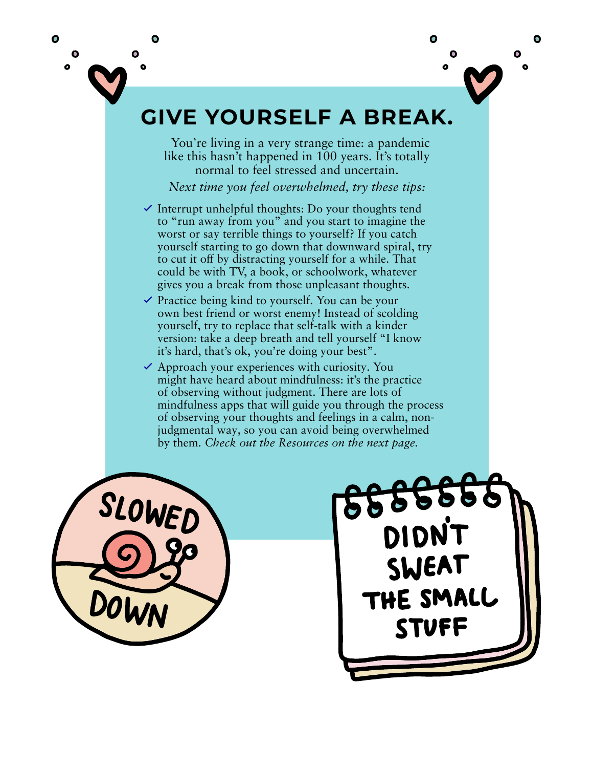# GIVE YOURSELF A BREAK.

You're living in a very strange time: a pandemic like this hasn't happened in 100 years. It's totally normal to feel stressed and uncertain.

*Next time you feel overwhelmed, try these tips:*

- ✓ Interrupt unhelpful thoughts: Do your thoughts tend to "run away from you" and you start to imagine the worst or say terrible things to yourself? If you catch yourself starting to go down that downward spiral, try to cut it off by distracting yourself for a while. That could be with TV, a book, or schoolwork, whatever gives you a break from those unpleasant thoughts.
- ✓ Practice being kind to yourself. You can be your own best friend or worst enemy! Instead of scolding yourself, try to replace that self-talk with a kinder version: take a deep breath and tell yourself "I know it's hard, that's ok, you're doing your best".
- ✓ Approach your experiences with curiosity. You might have heard about mindfulness: it's the practice of observing without judgment. There are lots of mindfulness apps that will guide you through the process of observing your thoughts and feelings in a calm, non-judgmental way, so you can avoid being overwhelmed by them. *Check out the Resources on the next page.*

SLOWED DOWN

DIDN'T SWEAT THE SMALL STUFF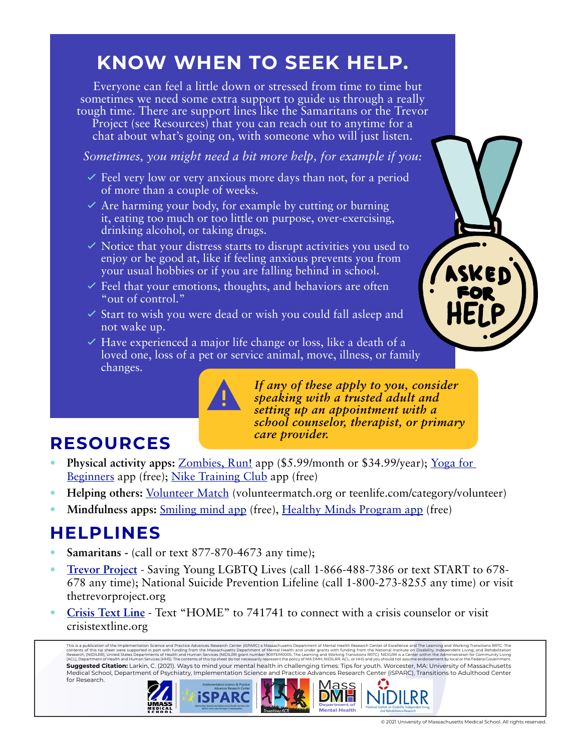## KNOW WHEN TO SEEK HELP.

Everyone can feel a little down or stressed from time to time but sometimes we need some extra support to guide us through a really tough time. There are support lines like the Samaritans or the Trevor Project (see Resources) that you can reach out to anytime for a chat about what's going on, with someone who will just listen.

*Sometimes, you might need a bit more help, for example if you:*

- ✓ Feel very low or very anxious more days than not, for a period of more than a couple of weeks.
- ✓ Are harming your body, for example by cutting or burning it, eating too much or too little on purpose, over-exercising, drinking alcohol, or taking drugs.
- ✓ Notice that your distress starts to disrupt activities you used to enjoy or be good at, like if feeling anxious prevents you from your usual hobbies or if you are falling behind in school.
- ✓ Feel that your emotions, thoughts, and behaviors are often "out of control."
- ✓ Start to wish you were dead or wish you could fall asleep and not wake up.
- ✓ Have experienced a major life change or loss, like a death of a loved one, loss of a pet or service animal, move, illness, or family changes.

ASKED FOR HELP

***If any of these apply to you, consider speaking with a trusted adult and setting up an appointment with a school counselor, therapist, or primary care provider.***

## RESOURCES

- **Physical activity apps:** Zombies, Run! app ($5.99/month or $34.99/year); Yoga for Beginners app (free); Nike Training Club app (free)
- **Helping others:** Volunteer Match (volunteermatch.org or teenlife.com/category/volunteer)
- **Mindfulness apps:** Smiling mind app (free), Healthy Minds Program app (free)

## HELPLINES

- **Samaritans** - (call or text 877-870-4673 any time);
- **Trevor Project** - Saving Young LGBTQ Lives (call 1-866-488-7386 or text START to 678-678 any time); National Suicide Prevention Lifeline (call 1-800-273-8255 any time) or visit thetrevorproject.org
- **Crisis Text Line** - Text "HOME" to 741741 to connect with a crisis counselor or visit crisistextline.org

This is a publication of the Implementation Science and Practice Advances Research Center (iSPARC) a Massachusetts Department of Mental Health Research Center of Excellence and The Learning and Working Transitions RRTC. The contents of this tip sheet were supported in part with funding from the Massachusetts Department of Mental Health and under grants with funding from the National Institute on Disability, Independent Living, and Rehabilitation Research, (NIDILRR), United States Departments of Health and Human Services (NIDILRR grant number 90RTEM0005, The Learning and Working Transitions RRTC). NIDILRR is a Center within the Administration for Community Living (ACL), Department of Health and Human Services (HHS). The contents of this tip sheet do not necessarily represent the policy of MA DMH, NIDILRR, ACL, or HHS and you should not assume endorsement by local or the Federal Government.

**Suggested Citation:** Larkin, C. (2021). Ways to mind your mental health in challenging times: Tips for youth. Worcester, MA: University of Massachusetts Medical School, Department of Psychiatry, Implementation Science and Practice Advances Research Center (iSPARC), Transitions to Adulthood Center for Research.

UMASS MEDICAL SCHOOL | Implementation Science & Practice Advances Research Center iSPARC | Transitions ACR | Mass DMH Department of Mental Health | NIDILRR National Institute on Disability, Independent Living, and Rehabilitation Research

© 2021 University of Massachusetts Medical School. All rights reserved.